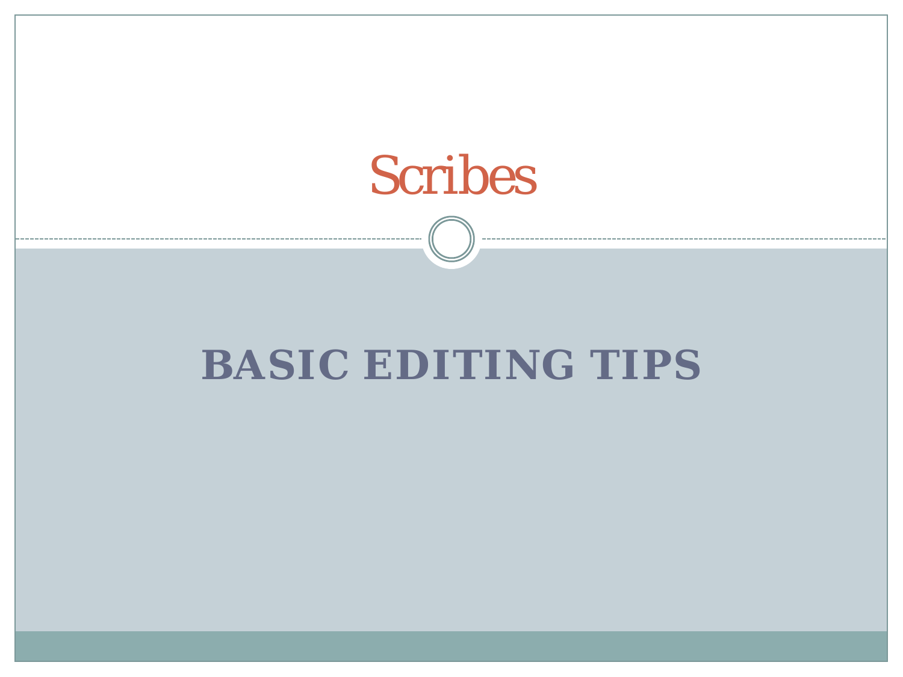# Scribes

## BASIC EDITING TIPS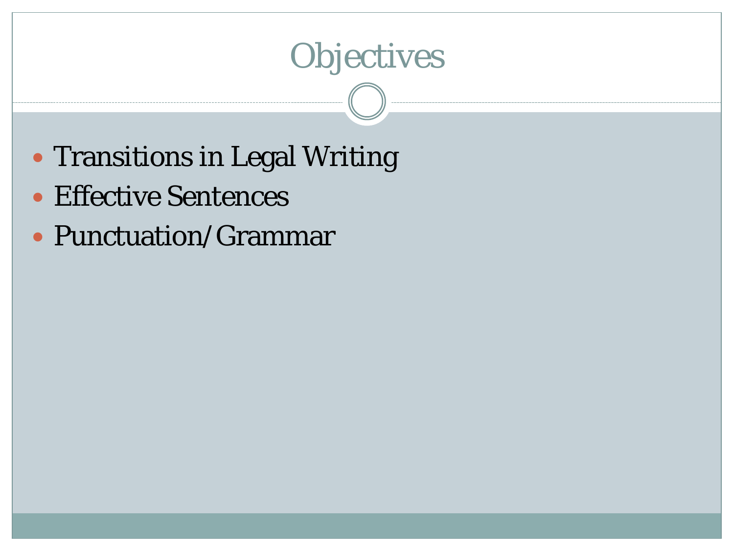# Objectives

- Transitions in Legal Writing
- Effective Sentences
- Punctuation/Grammar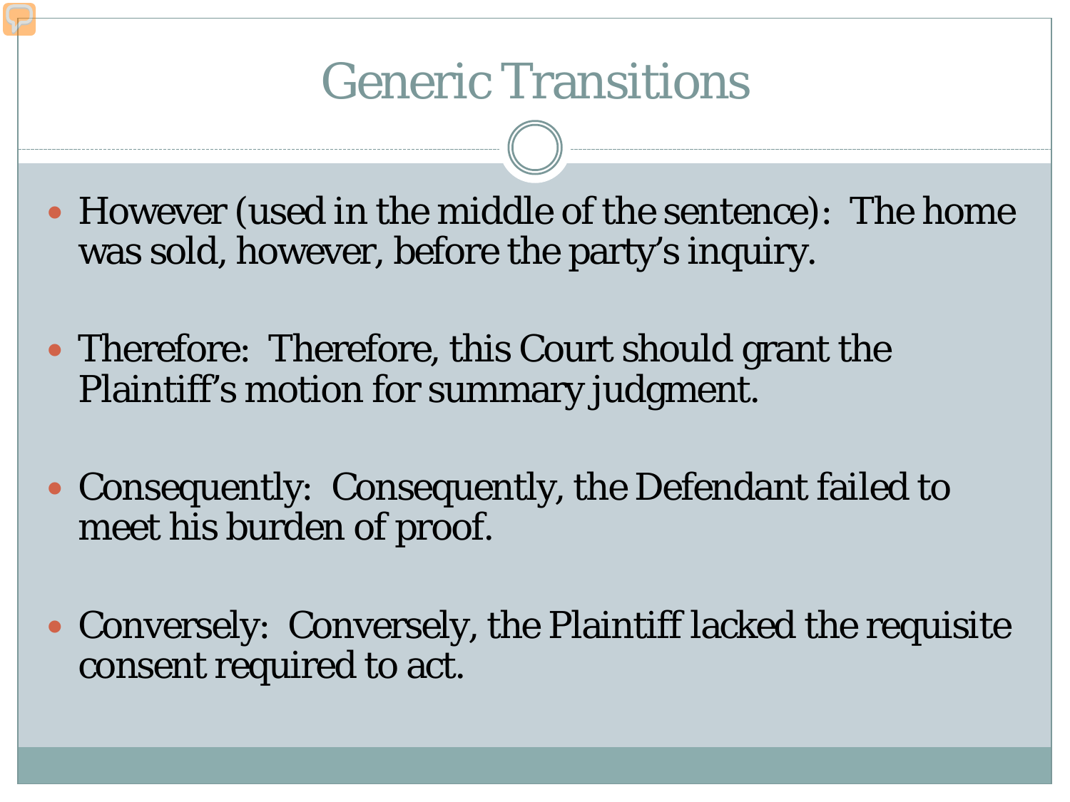# Generic Transitions

- However (used in the middle of the sentence): The home was sold, however, before the party's inquiry.

- Therefore: Therefore, this Court should grant the Plaintiff's motion for summary judgment.

- Consequently: Consequently, the Defendant failed to meet his burden of proof.

- Conversely: Conversely, the Plaintiff lacked the requisite consent required to act.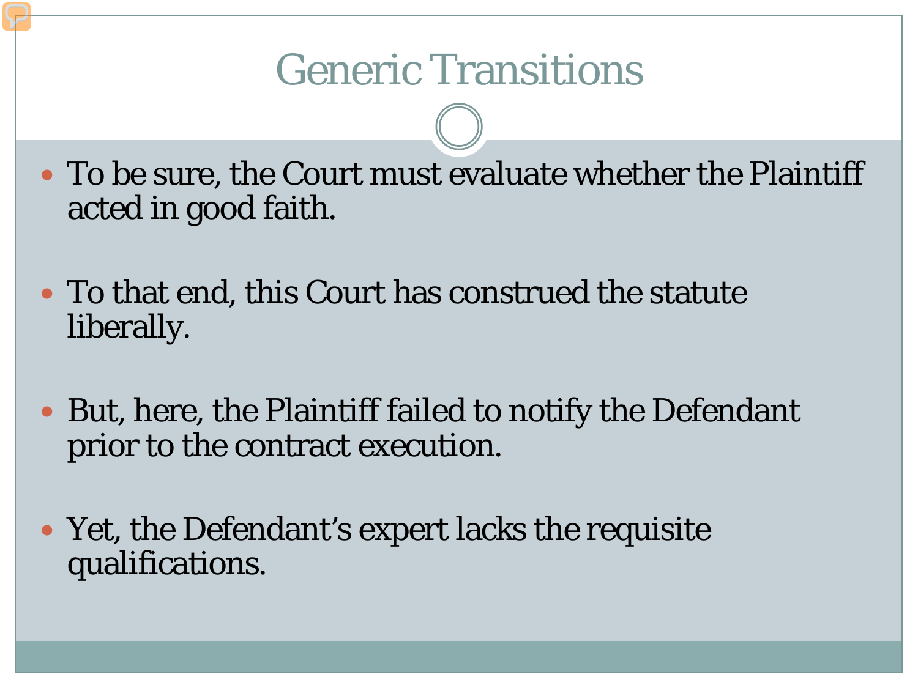# Generic Transitions

- To be sure, the Court must evaluate whether the Plaintiff acted in good faith.
- To that end, this Court has construed the statute liberally.
- But, here, the Plaintiff failed to notify the Defendant prior to the contract execution.
- Yet, the Defendant's expert lacks the requisite qualifications.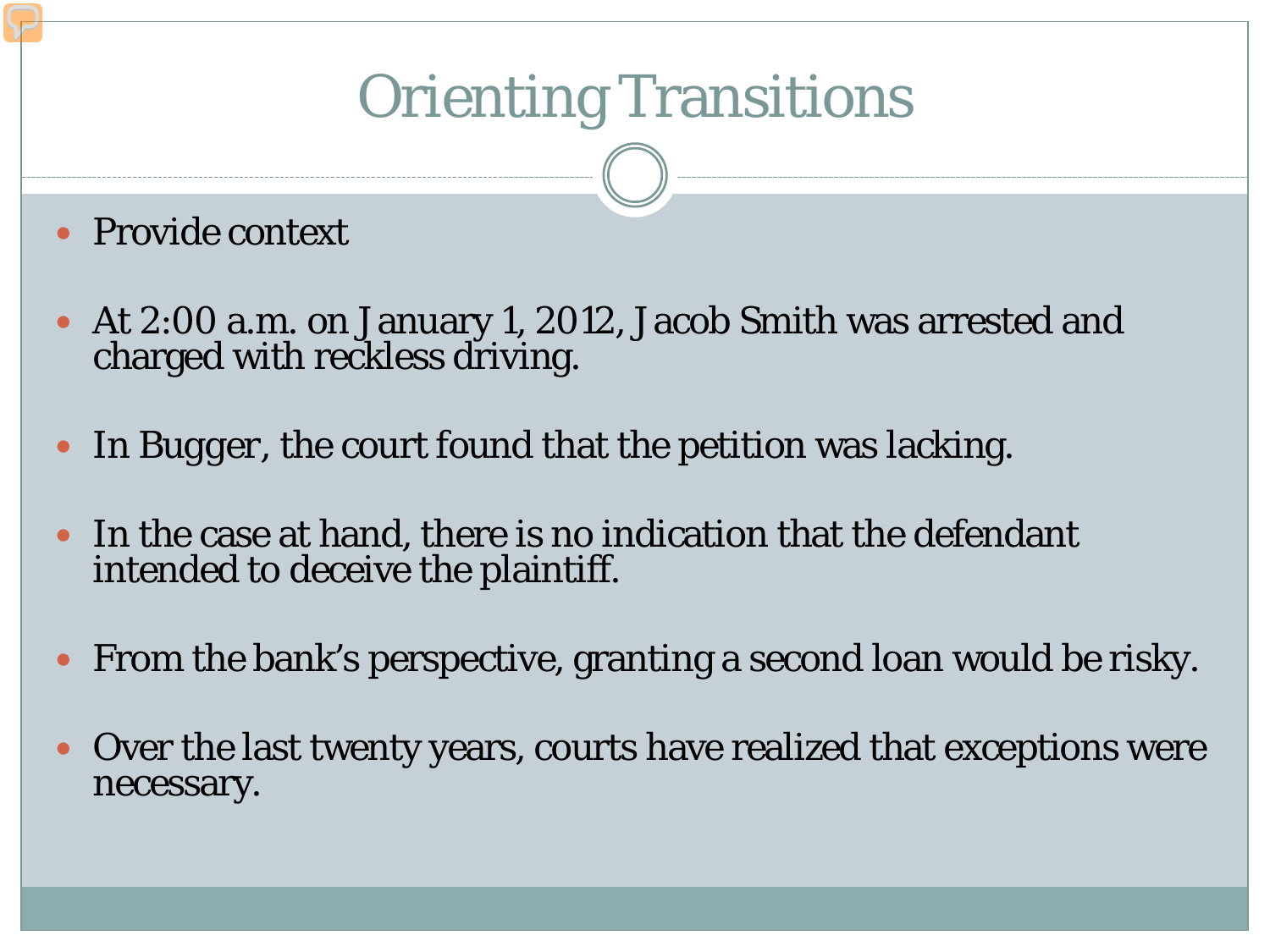# Orienting Transitions

- Provide context
- At 2:00 a.m. on January 1, 2012, Jacob Smith was arrested and charged with reckless driving.
- In Bugger, the court found that the petition was lacking.
- In the case at hand, there is no indication that the defendant intended to deceive the plaintiff.
- From the bank's perspective, granting a second loan would be risky.
- Over the last twenty years, courts have realized that exceptions were necessary.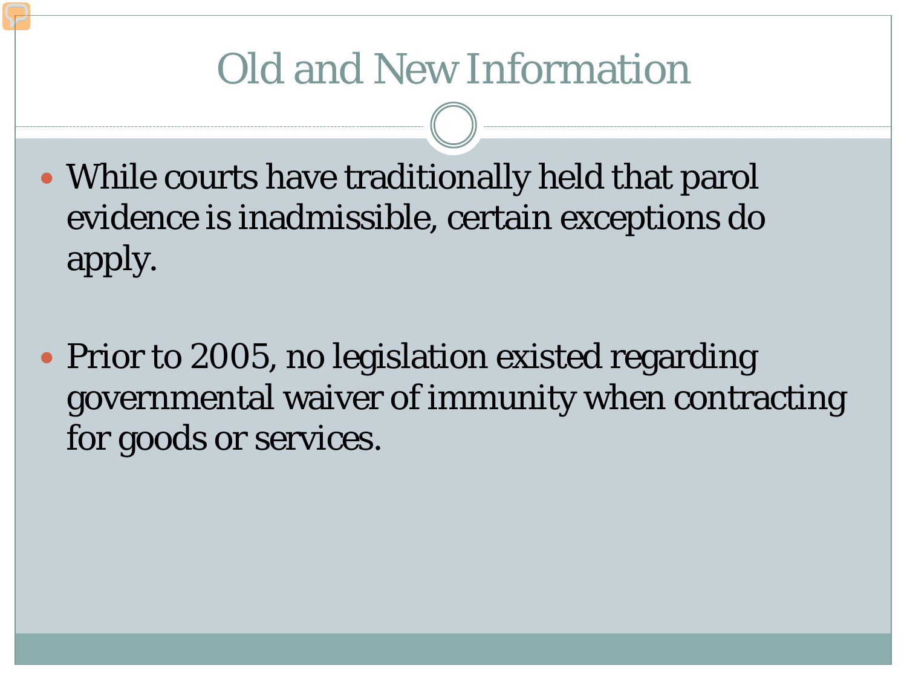# Old and New Information

- While courts have traditionally held that parol evidence is inadmissible, certain exceptions do apply.
- Prior to 2005, no legislation existed regarding governmental waiver of immunity when contracting for goods or services.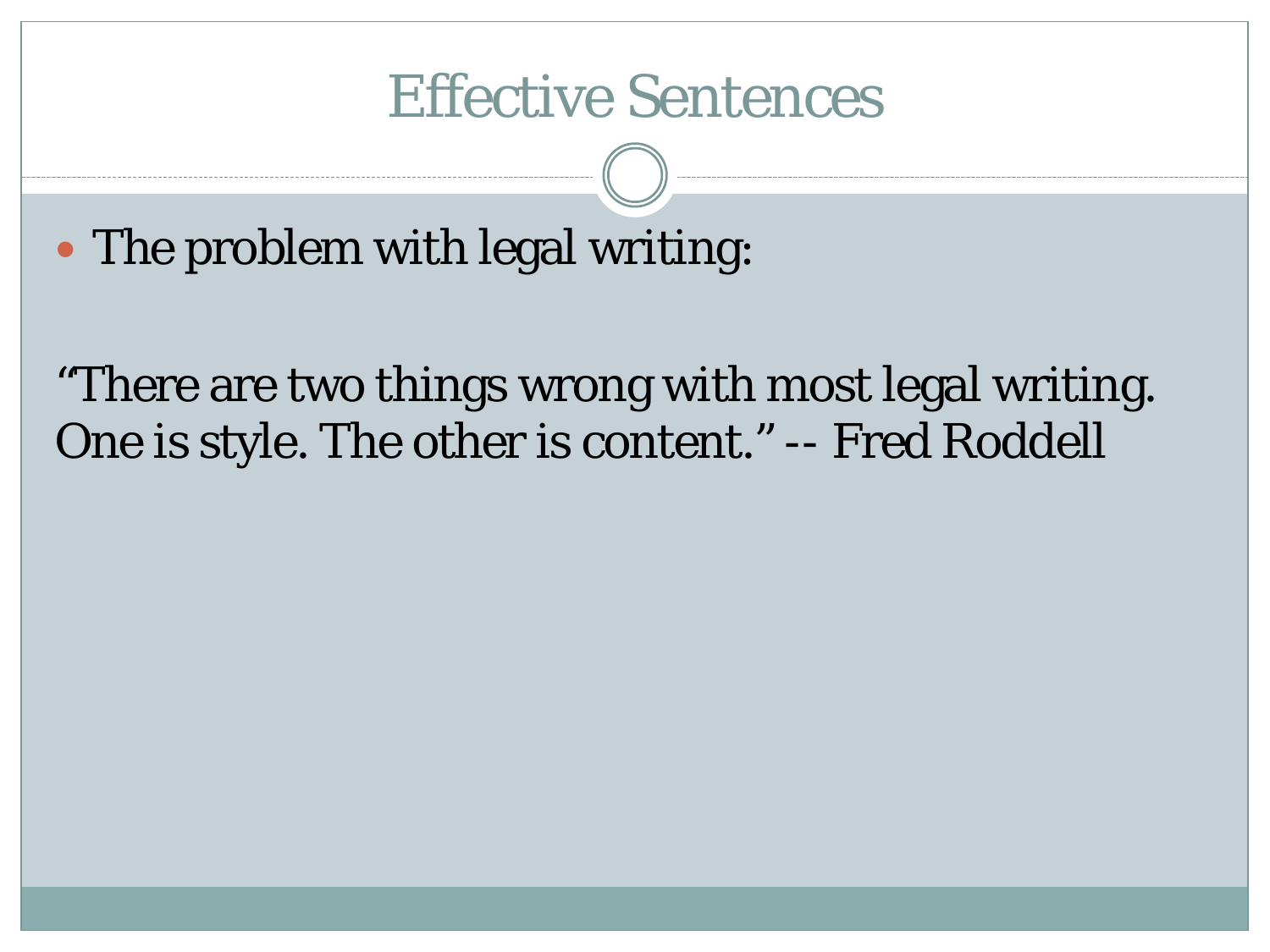# Effective Sentences

- The problem with legal writing:

“There are two things wrong with most legal writing. One is style. The other is content.” -- Fred Roddell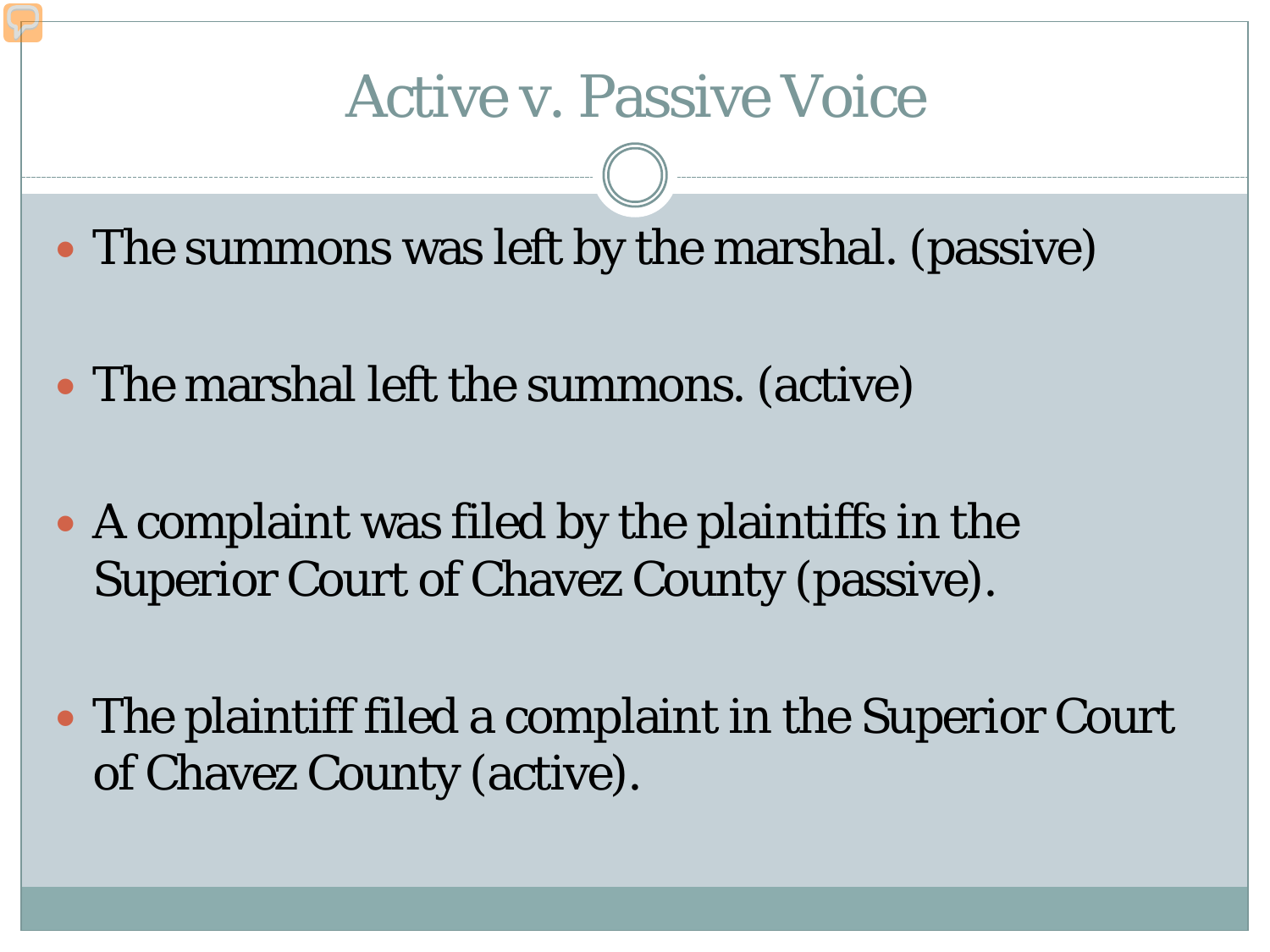# Active v. Passive Voice

- The summons was left by the marshal. (passive)
- The marshal left the summons. (active)
- A complaint was filed by the plaintiffs in the Superior Court of Chavez County (passive).
- The plaintiff filed a complaint in the Superior Court of Chavez County (active).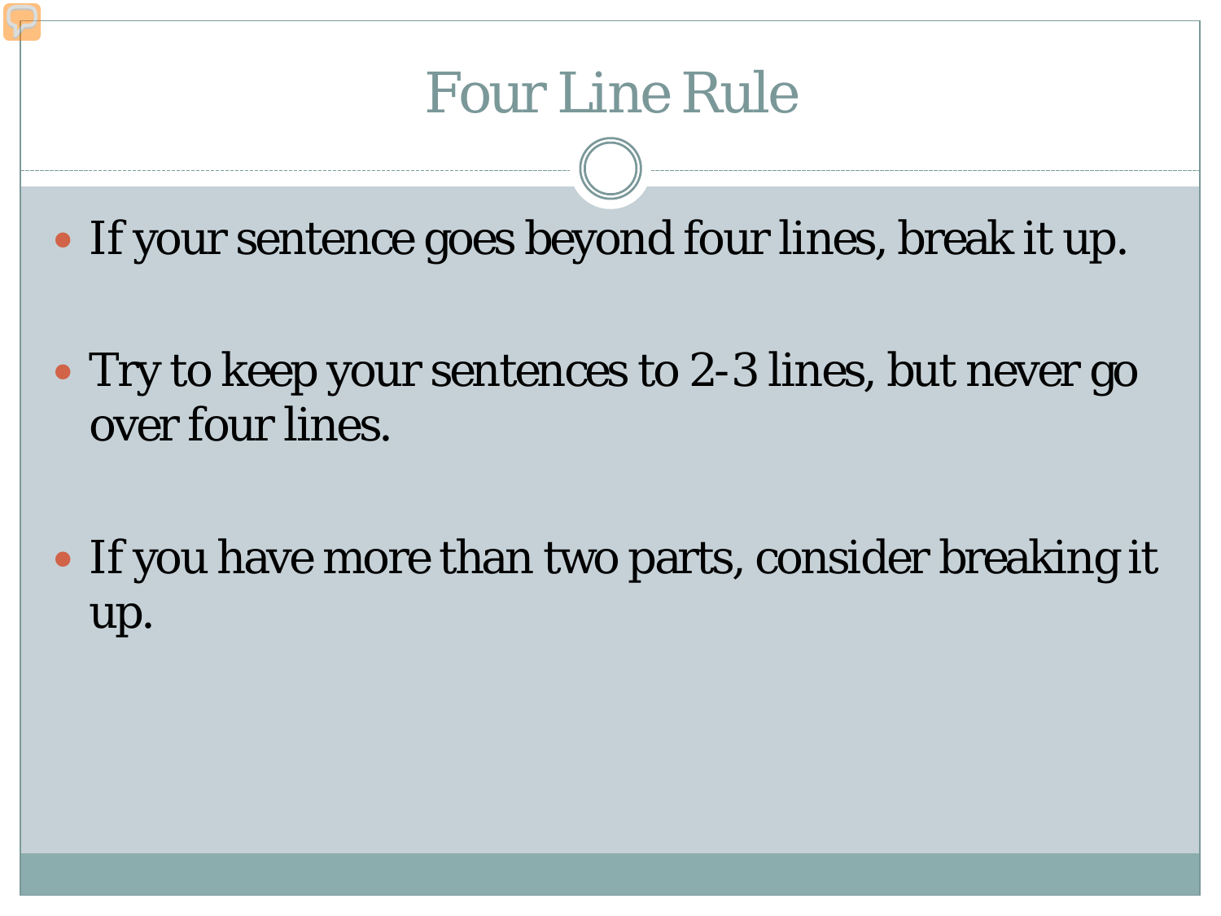# Four Line Rule

- If your sentence goes beyond four lines, break it up.
- Try to keep your sentences to 2-3 lines, but never go over four lines.
- If you have more than two parts, consider breaking it up.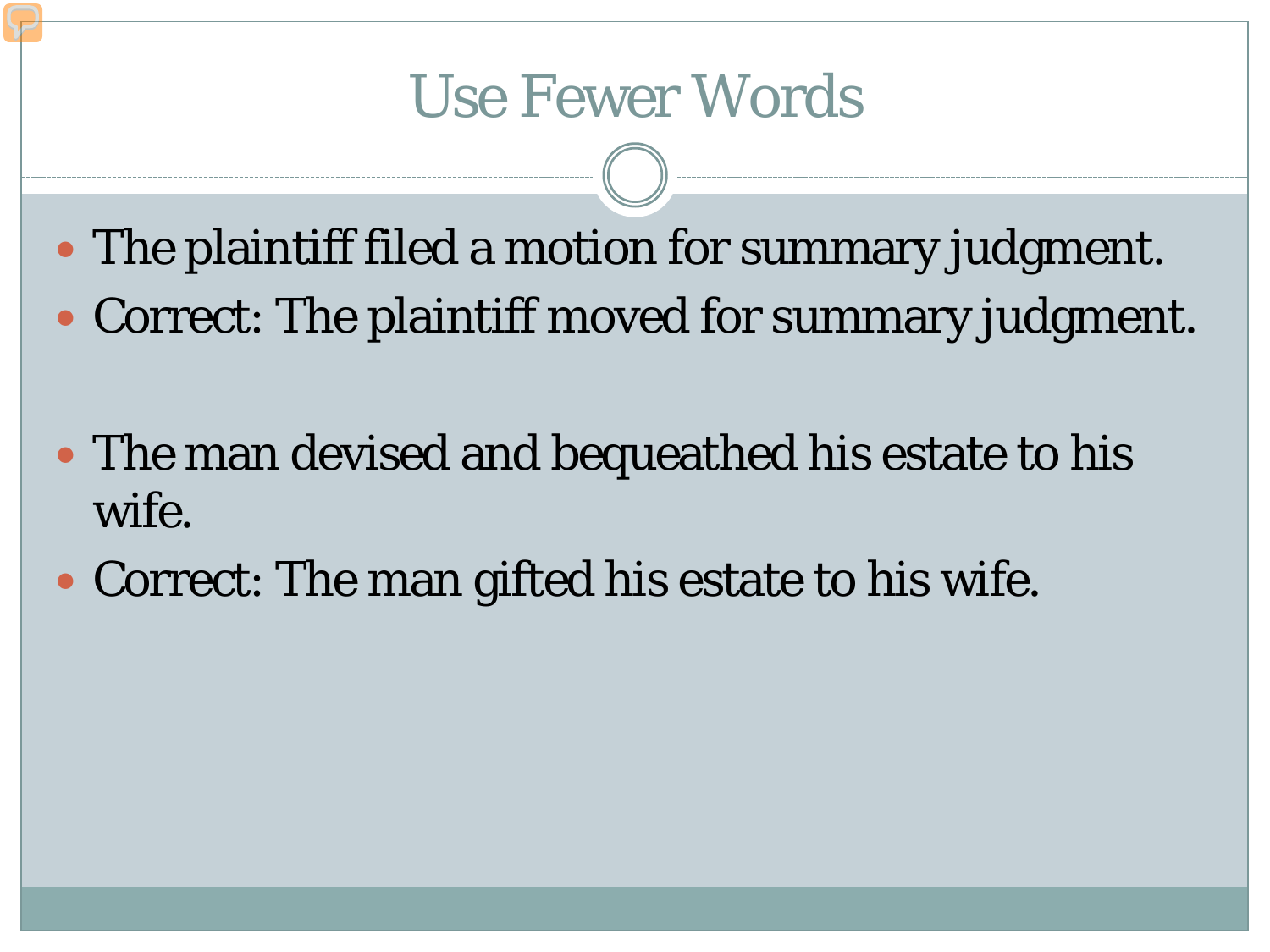# Use Fewer Words

- The plaintiff filed a motion for summary judgment.
- Correct: The plaintiff moved for summary judgment.

- The man devised and bequeathed his estate to his wife.
- Correct: The man gifted his estate to his wife.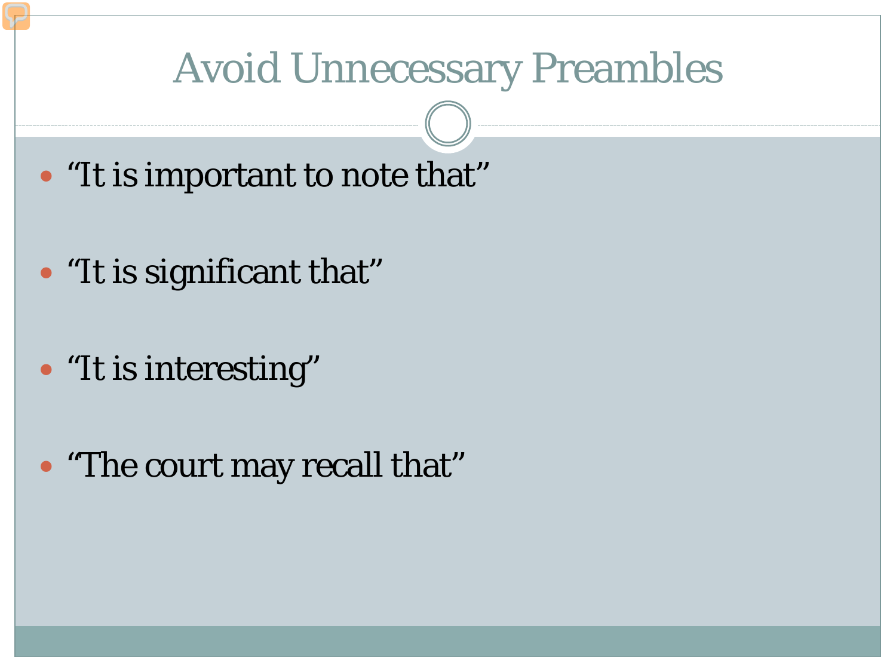# Avoid Unnecessary Preambles

- “It is important to note that”
- “It is significant that”
- “It is interesting”
- “The court may recall that”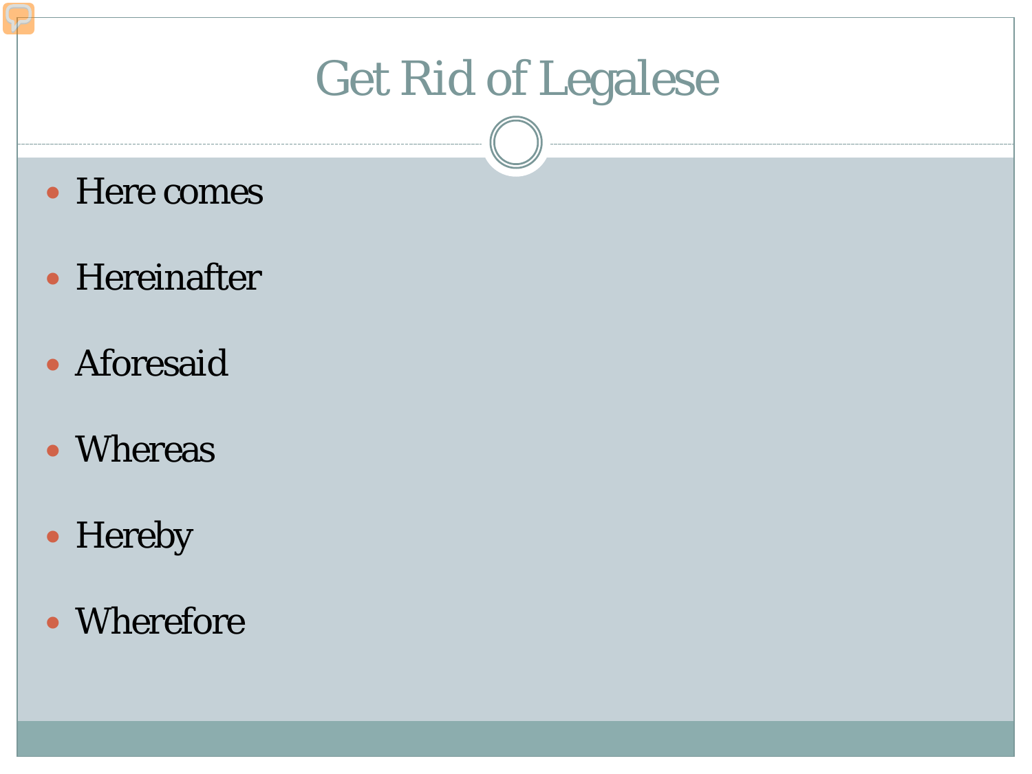# Get Rid of Legalese

- Here comes
- Hereinafter
- Aforesaid
- Whereas
- Hereby
- Wherefore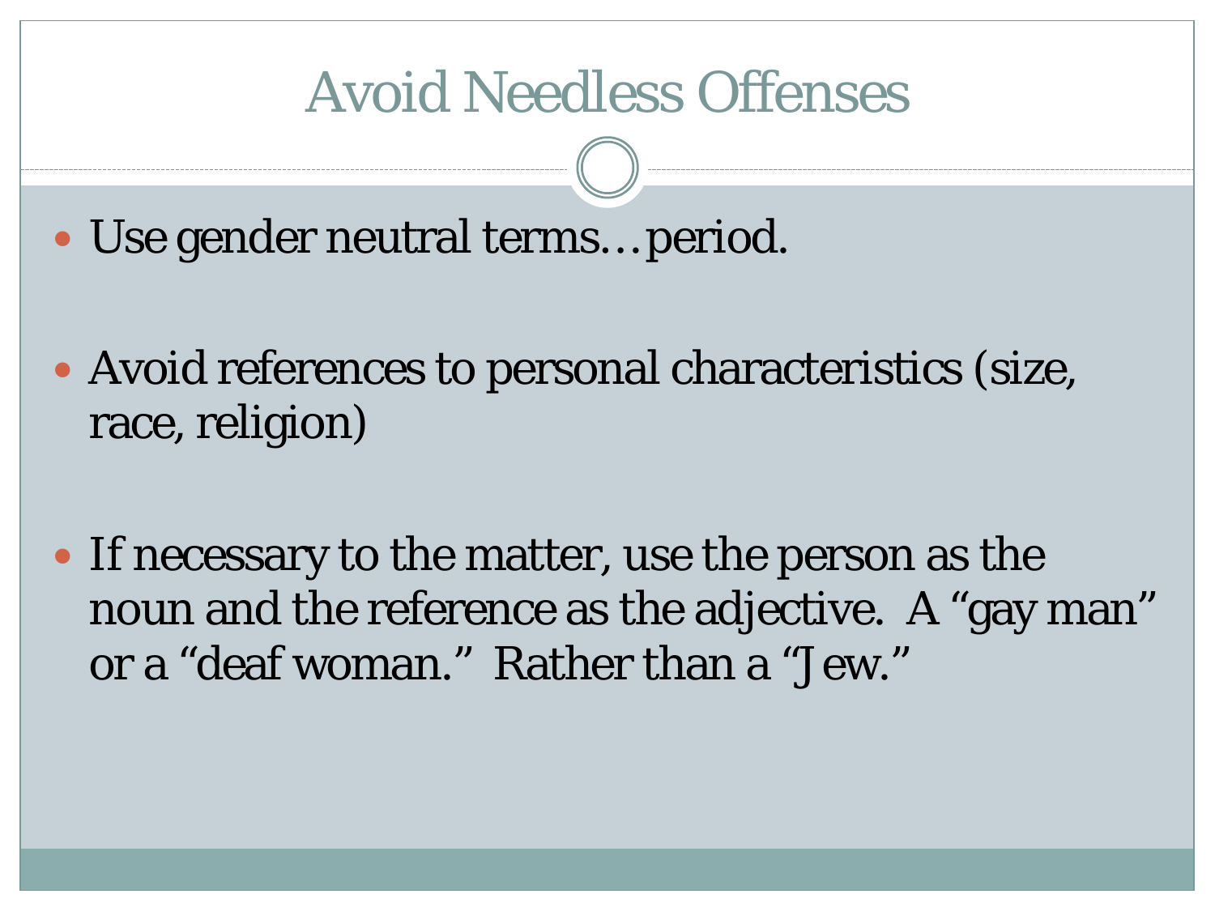# Avoid Needless Offenses

- Use gender neutral terms…period.
- Avoid references to personal characteristics (size, race, religion)
- If necessary to the matter, use the person as the noun and the reference as the adjective. A "gay man" or a "deaf woman." Rather than a "Jew."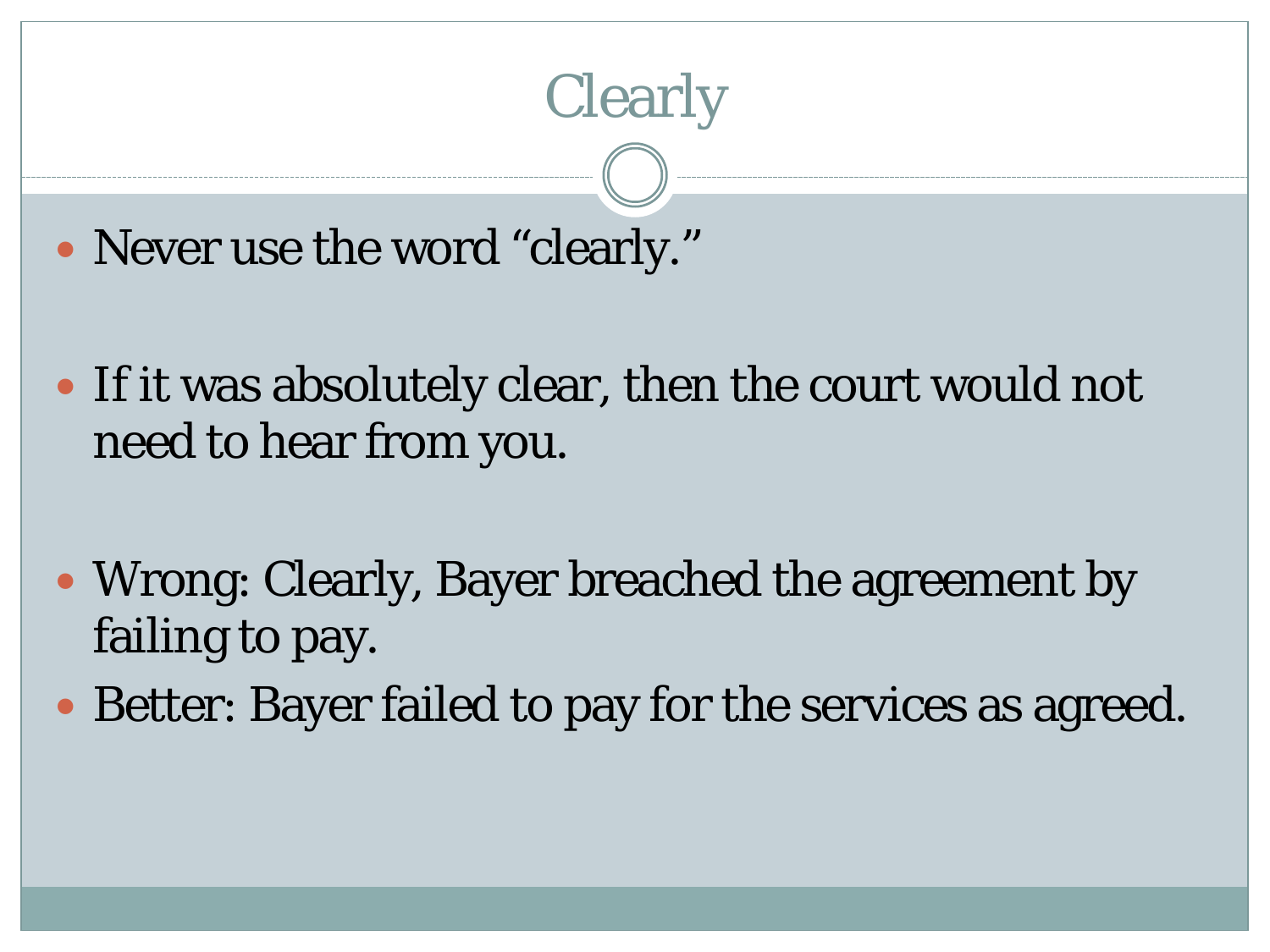# Clearly

- Never use the word "clearly."

- If it was absolutely clear, then the court would not need to hear from you.

- Wrong: Clearly, Bayer breached the agreement by failing to pay.
- Better: Bayer failed to pay for the services as agreed.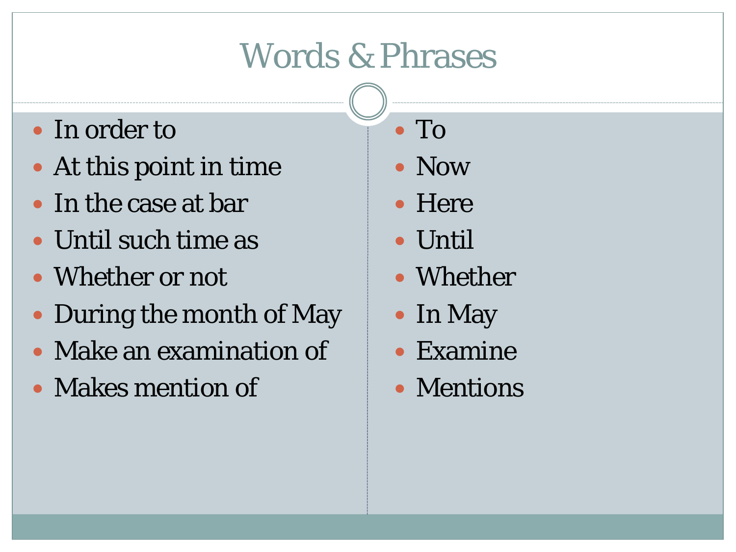# Words & Phrases

- In order to
- At this point in time
- In the case at bar
- Until such time as
- Whether or not
- During the month of May
- Make an examination of
- Makes mention of

- To
- Now
- Here
- Until
- Whether
- In May
- Examine
- Mentions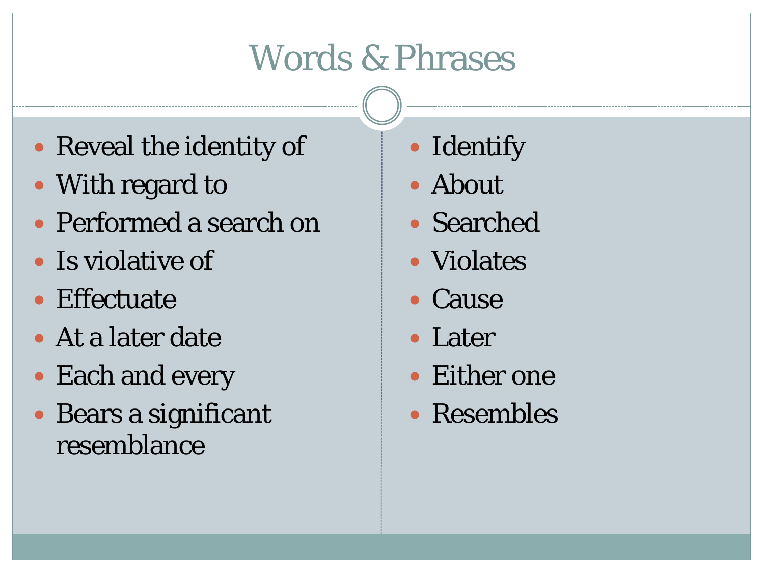# Words & Phrases

- Reveal the identity of
- With regard to
- Performed a search on
- Is violative of
- Effectuate
- At a later date
- Each and every
- Bears a significant resemblance

- Identify
- About
- Searched
- Violates
- Cause
- Later
- Either one
- Resembles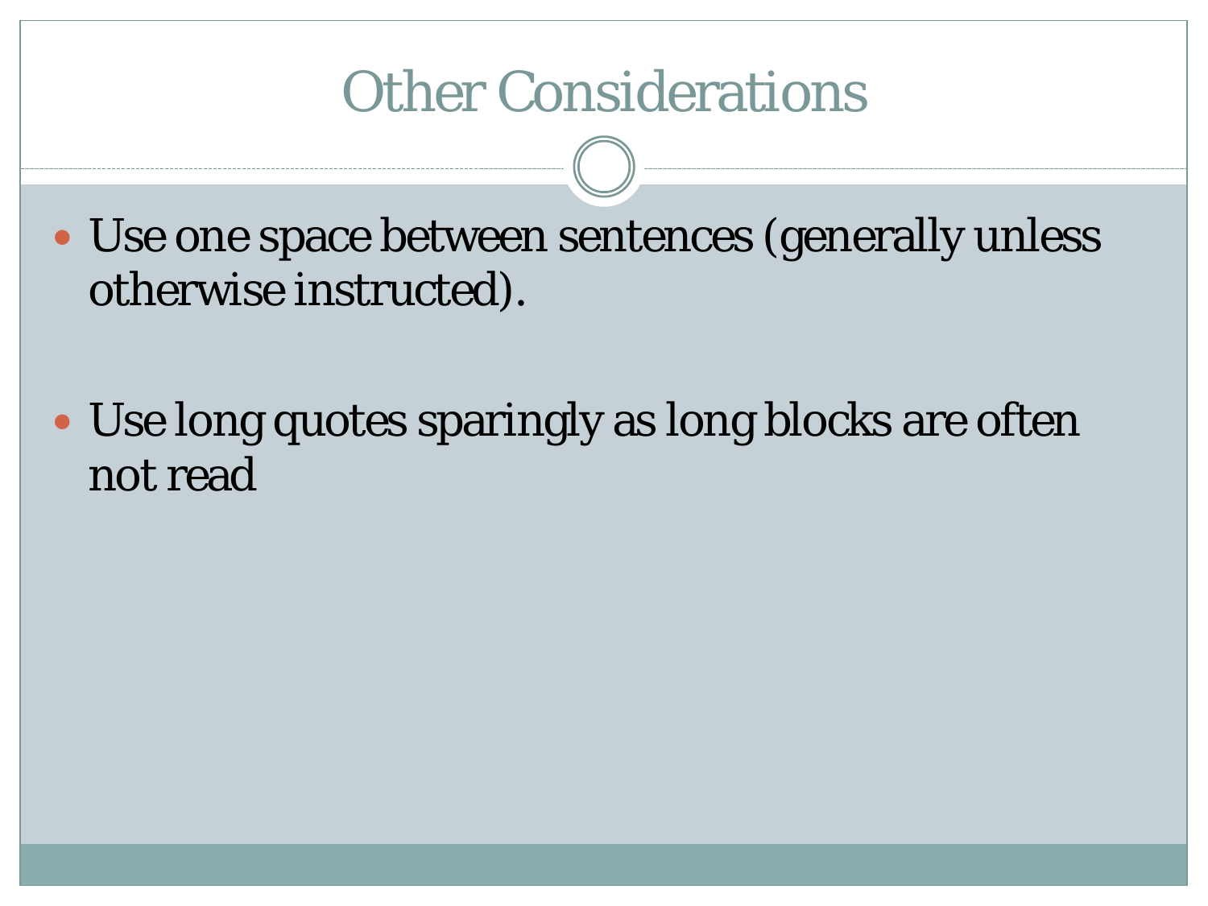# Other Considerations

- Use one space between sentences (generally unless otherwise instructed).
- Use long quotes sparingly as long blocks are often not read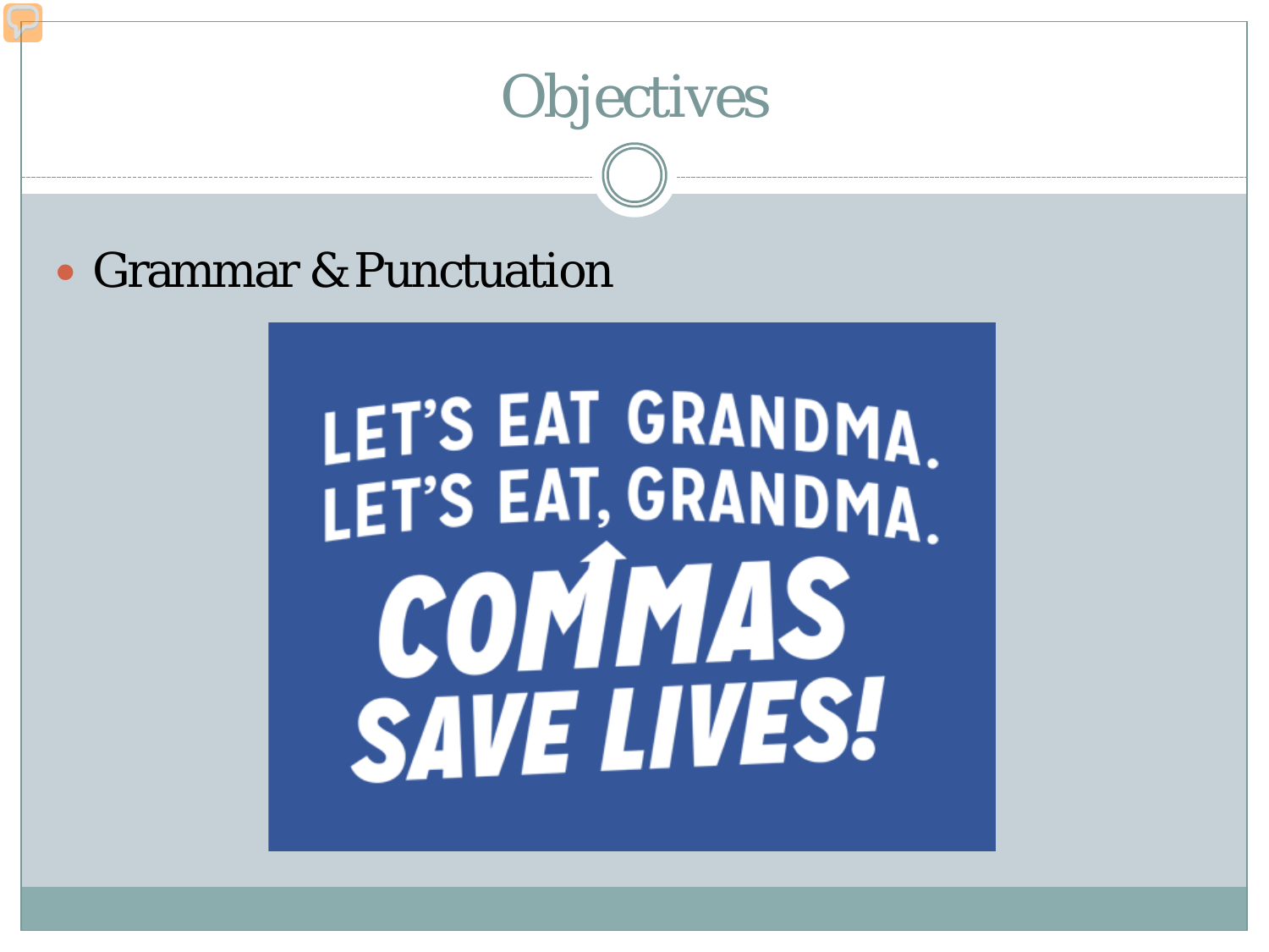# Objectives

- Grammar & Punctuation

LET'S EAT GRANDMA.
LET'S EAT, GRANDMA.
COMMAS SAVE LIVES!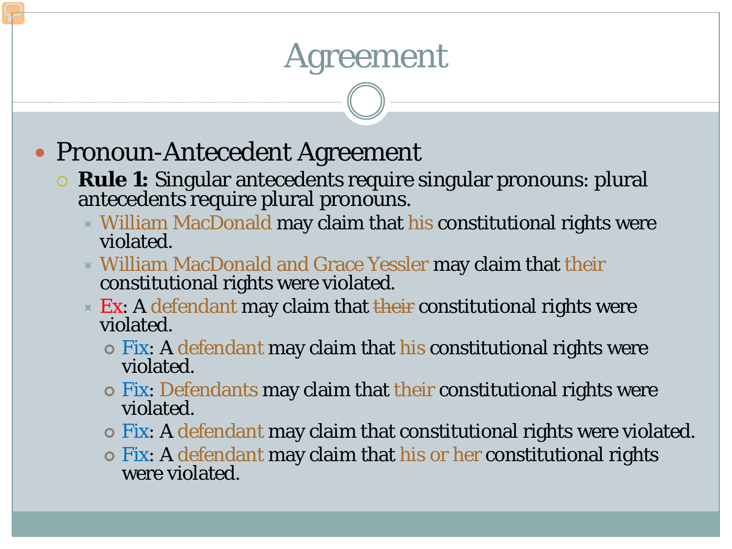# Agreement

- Pronoun-Antecedent Agreement
  - **Rule 1:** Singular antecedents require singular pronouns: plural antecedents require plural pronouns.
    - William MacDonald may claim that his constitutional rights were violated.
    - William MacDonald and Grace Yessler may claim that their constitutional rights were violated.
    - Ex: A defendant may claim that ~~their~~ constitutional rights were violated.
      - Fix: A defendant may claim that his constitutional rights were violated.
      - Fix: Defendants may claim that their constitutional rights were violated.
      - Fix: A defendant may claim that constitutional rights were violated.
      - Fix: A defendant may claim that his or her constitutional rights were violated.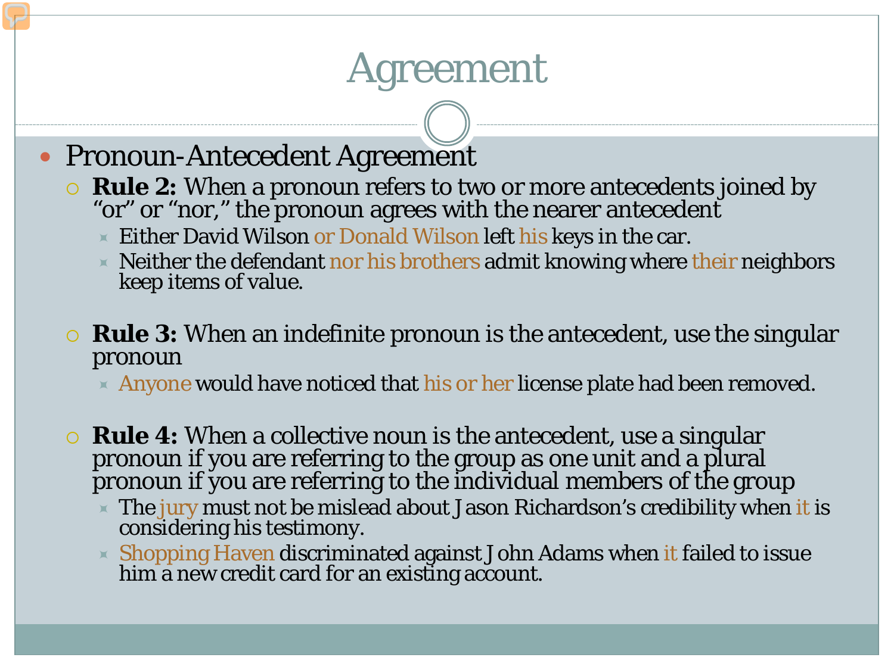# Agreement

- Pronoun-Antecedent Agreement
  - **Rule 2:** When a pronoun refers to two or more antecedents joined by “or” or “nor,” the pronoun agrees with the nearer antecedent
    - Either David Wilson or Donald Wilson left his keys in the car.
    - Neither the defendant nor his brothers admit knowing where their neighbors keep items of value.
  - **Rule 3:** When an indefinite pronoun is the antecedent, use the singular pronoun
    - Anyone would have noticed that his or her license plate had been removed.
  - **Rule 4:** When a collective noun is the antecedent, use a singular pronoun if you are referring to the group as one unit and a plural pronoun if you are referring to the individual members of the group
    - The jury must not be mislead about Jason Richardson’s credibility when it is considering his testimony.
    - Shopping Haven discriminated against John Adams when it failed to issue him a new credit card for an existing account.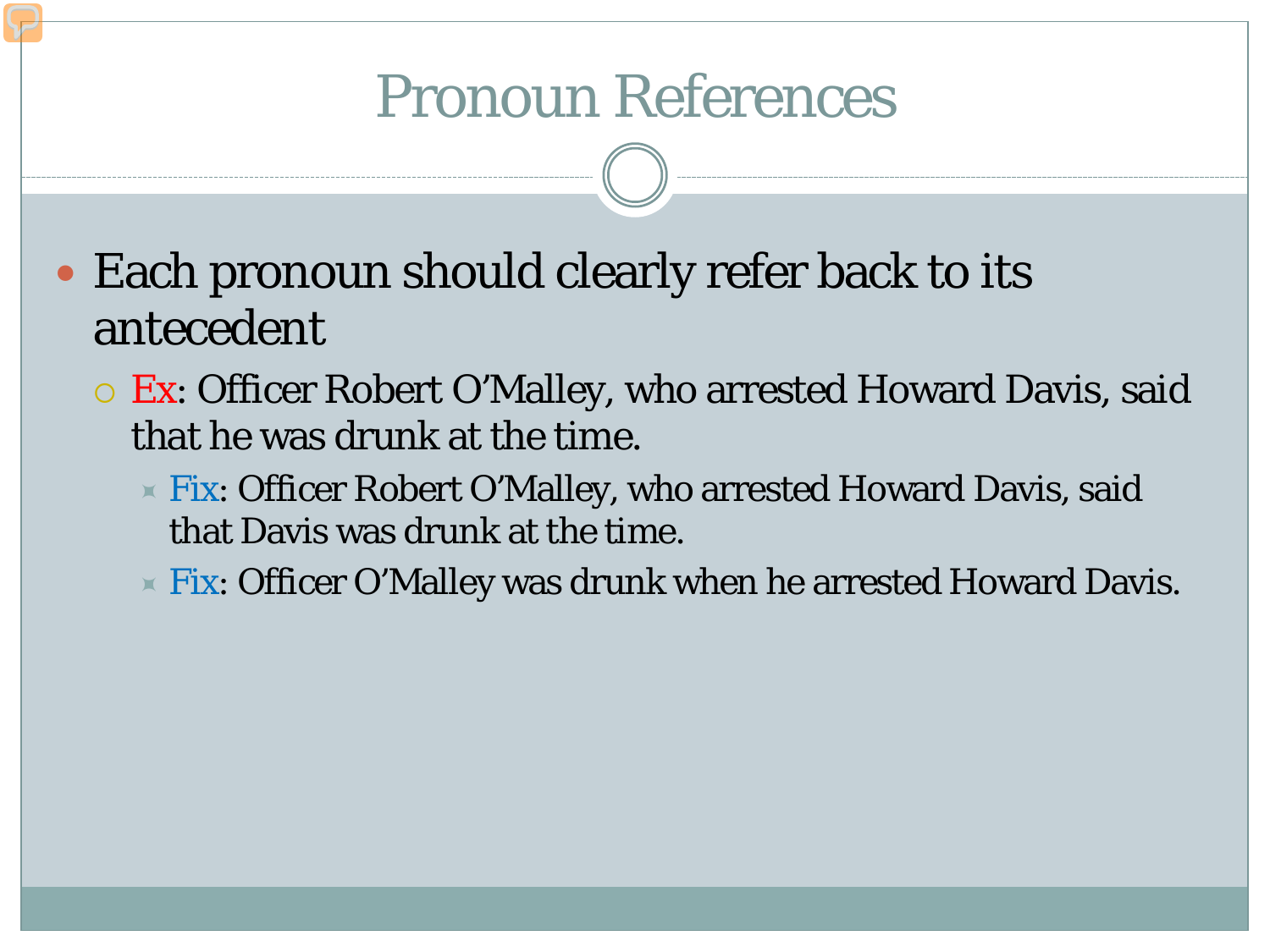# Pronoun References

- Each pronoun should clearly refer back to its antecedent
  - Ex: Officer Robert O'Malley, who arrested Howard Davis, said that he was drunk at the time.
    - Fix: Officer Robert O'Malley, who arrested Howard Davis, said that Davis was drunk at the time.
    - Fix: Officer O'Malley was drunk when he arrested Howard Davis.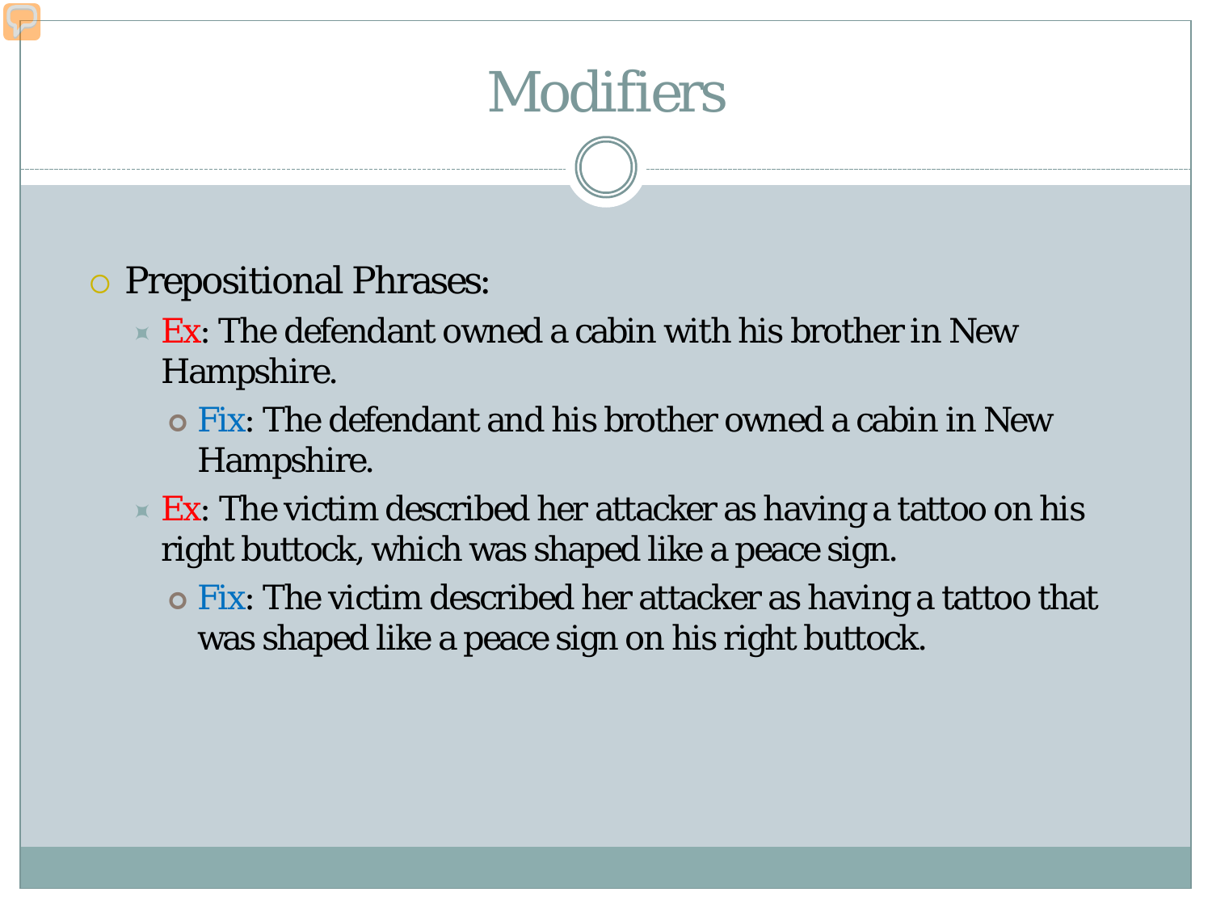# Modifiers

- Prepositional Phrases:
  - Ex: The defendant owned a cabin with his brother in New Hampshire.
    - Fix: The defendant and his brother owned a cabin in New Hampshire.
  - Ex: The victim described her attacker as having a tattoo on his right buttock, which was shaped like a peace sign.
    - Fix: The victim described her attacker as having a tattoo that was shaped like a peace sign on his right buttock.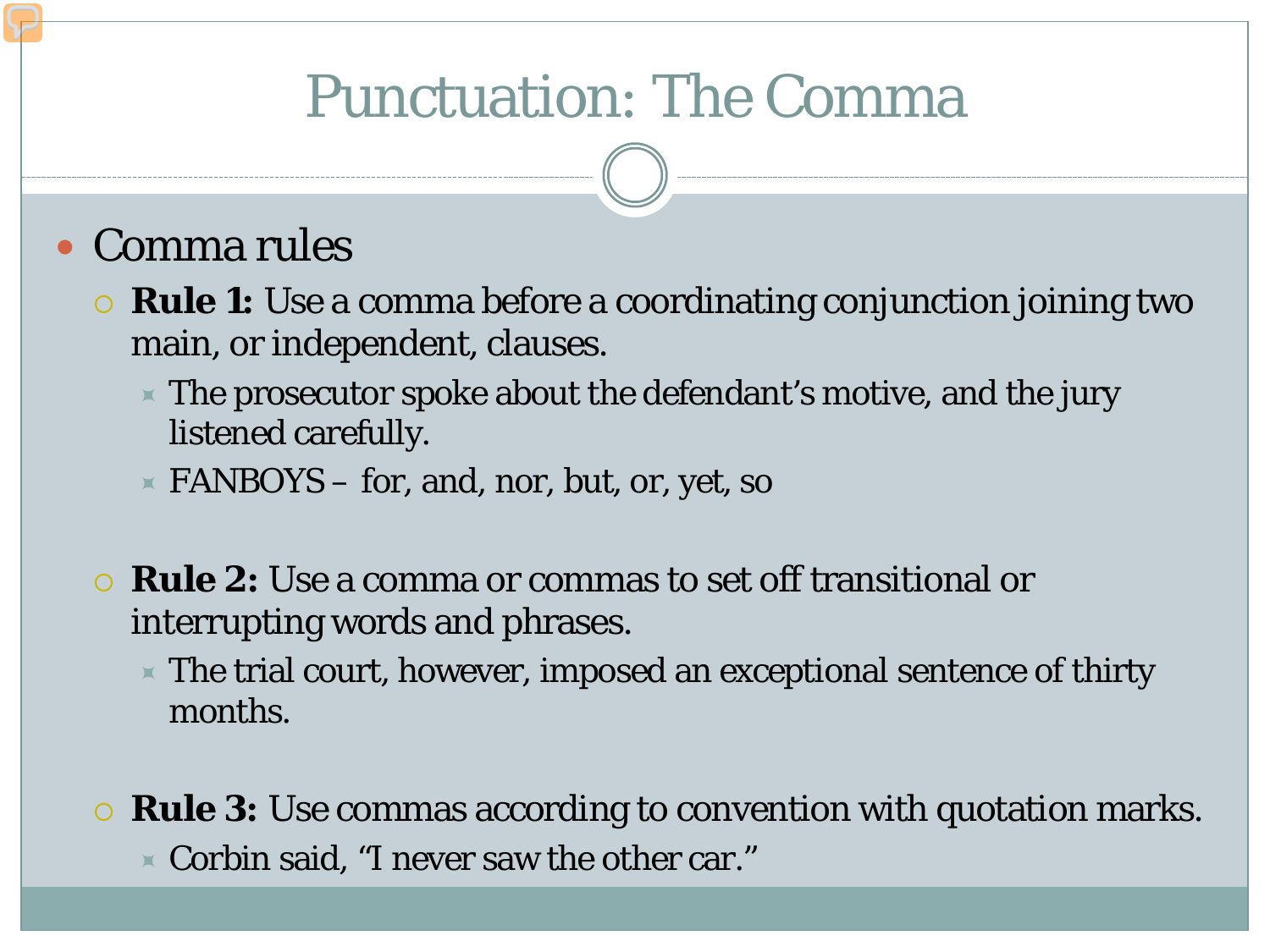# Punctuation: The Comma

- Comma rules
  - **Rule 1:** Use a comma before a coordinating conjunction joining two main, or independent, clauses.
    - The prosecutor spoke about the defendant's motive, and the jury listened carefully.
    - FANBOYS – for, and, nor, but, or, yet, so
  - **Rule 2:** Use a comma or commas to set off transitional or interrupting words and phrases.
    - The trial court, however, imposed an exceptional sentence of thirty months.
  - **Rule 3:** Use commas according to convention with quotation marks.
    - Corbin said, "I never saw the other car."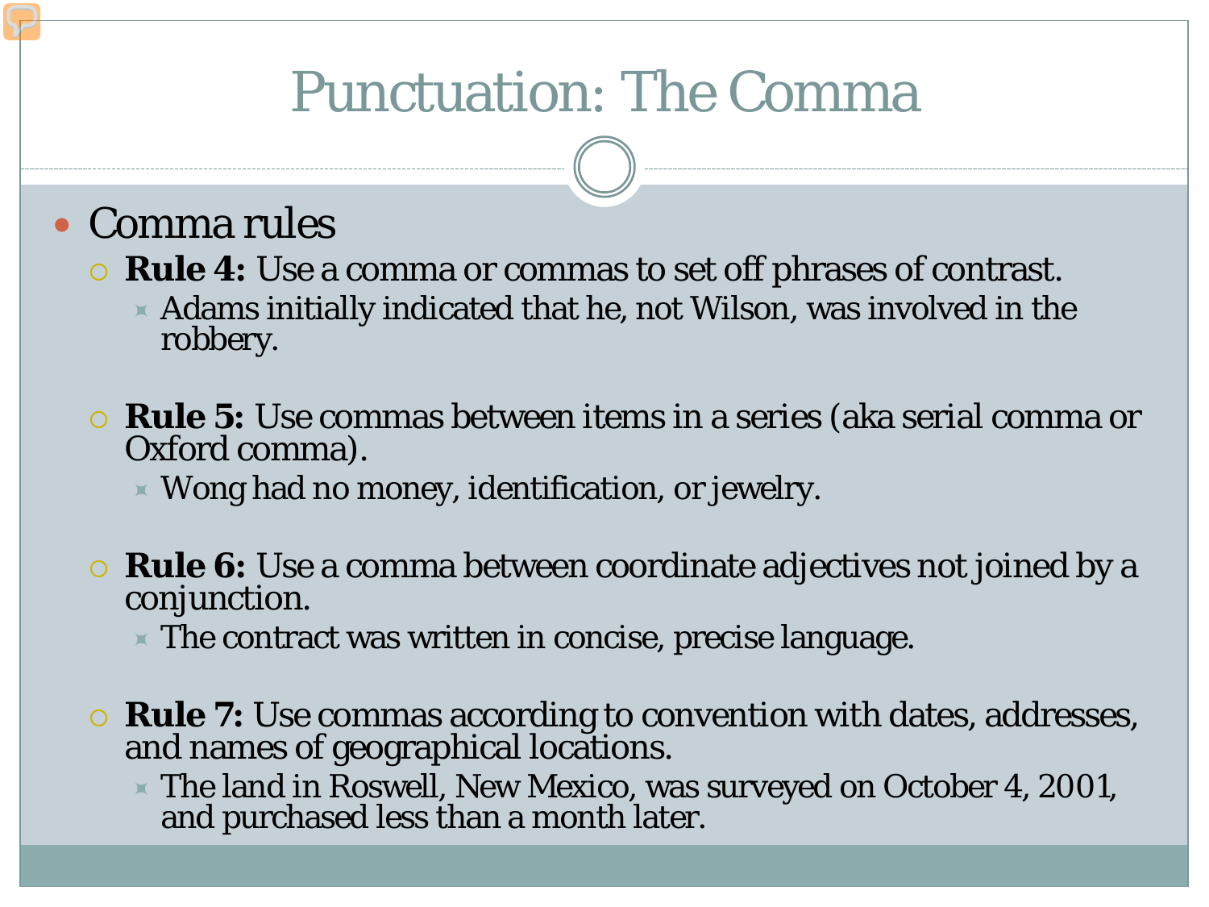# Punctuation: The Comma

- Comma rules
  - **Rule 4:** Use a comma or commas to set off phrases of contrast.
    - Adams initially indicated that he, not Wilson, was involved in the robbery.
  - **Rule 5:** Use commas between items in a series (aka serial comma or Oxford comma).
    - Wong had no money, identification, or jewelry.
  - **Rule 6:** Use a comma between coordinate adjectives not joined by a conjunction.
    - The contract was written in concise, precise language.
  - **Rule 7:** Use commas according to convention with dates, addresses, and names of geographical locations.
    - The land in Roswell, New Mexico, was surveyed on October 4, 2001, and purchased less than a month later.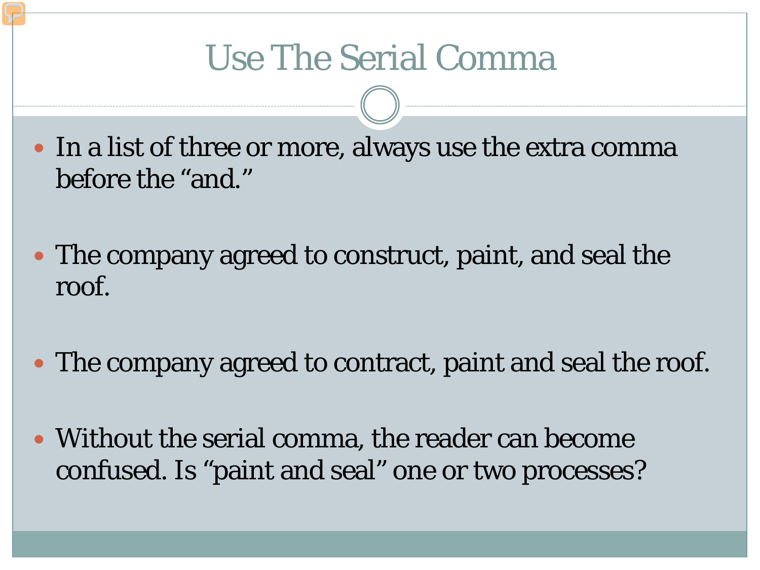# Use The Serial Comma

- In a list of three or more, always use the extra comma before the "and."
- The company agreed to construct, paint, and seal the roof.
- The company agreed to contract, paint and seal the roof.
- Without the serial comma, the reader can become confused. Is "paint and seal" one or two processes?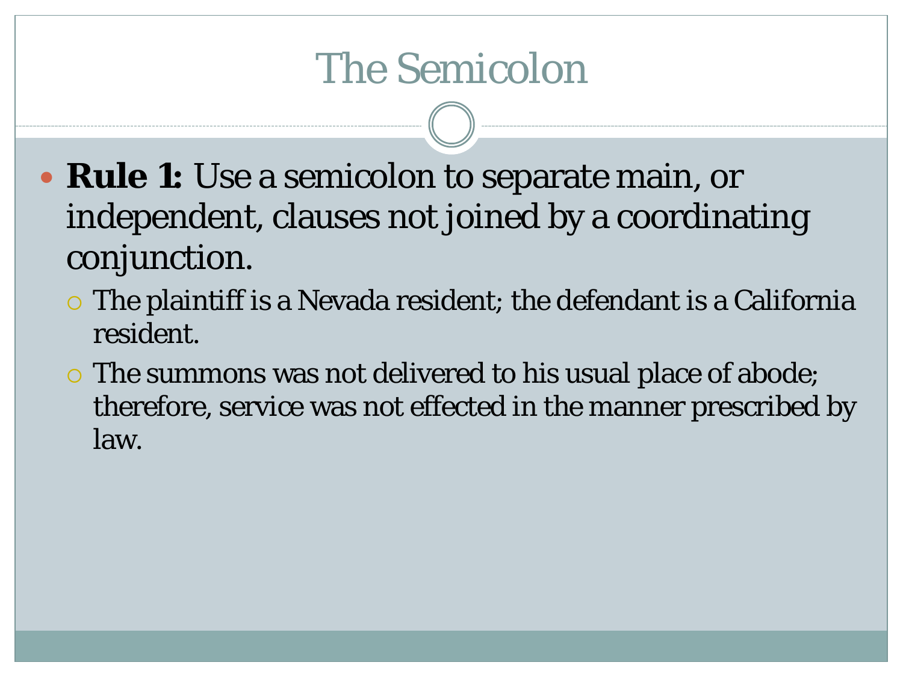# The Semicolon

- **Rule 1:** Use a semicolon to separate main, or independent, clauses not joined by a coordinating conjunction.
  - The plaintiff is a Nevada resident; the defendant is a California resident.
  - The summons was not delivered to his usual place of abode; therefore, service was not effected in the manner prescribed by law.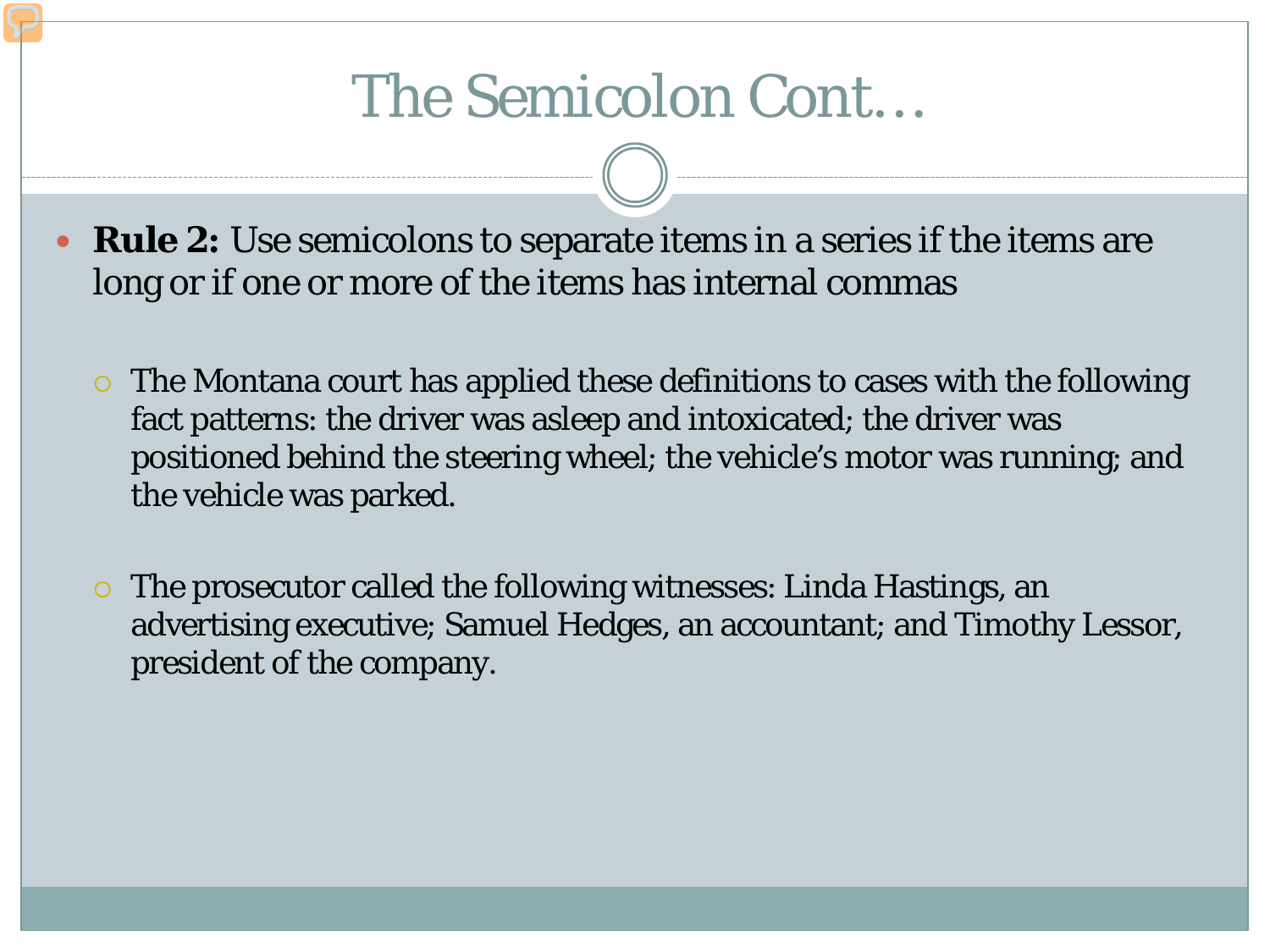# The Semicolon Cont…

- **Rule 2:** Use semicolons to separate items in a series if the items are long or if one or more of the items has internal commas

  - The Montana court has applied these definitions to cases with the following fact patterns: the driver was asleep and intoxicated; the driver was positioned behind the steering wheel; the vehicle's motor was running; and the vehicle was parked.

  - The prosecutor called the following witnesses: Linda Hastings, an advertising executive; Samuel Hedges, an accountant; and Timothy Lessor, president of the company.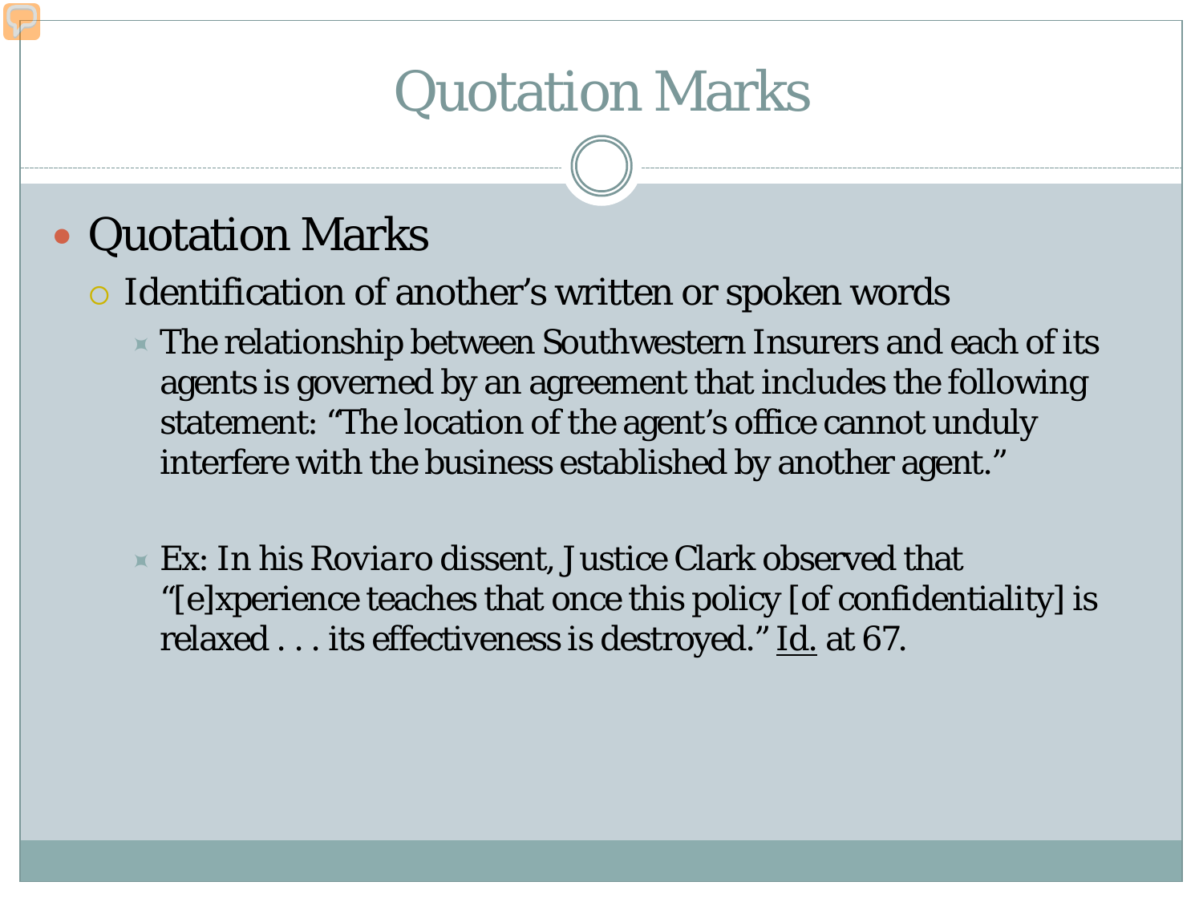# Quotation Marks

- Quotation Marks
  - Identification of another's written or spoken words
    - The relationship between Southwestern Insurers and each of its agents is governed by an agreement that includes the following statement: "The location of the agent's office cannot unduly interfere with the business established by another agent."
    - Ex: In his *Roviaro* dissent, Justice Clark observed that "[e]xperience teaches that once this policy [of confidentiality] is relaxed . . . its effectiveness is destroyed." <u>Id.</u> at 67.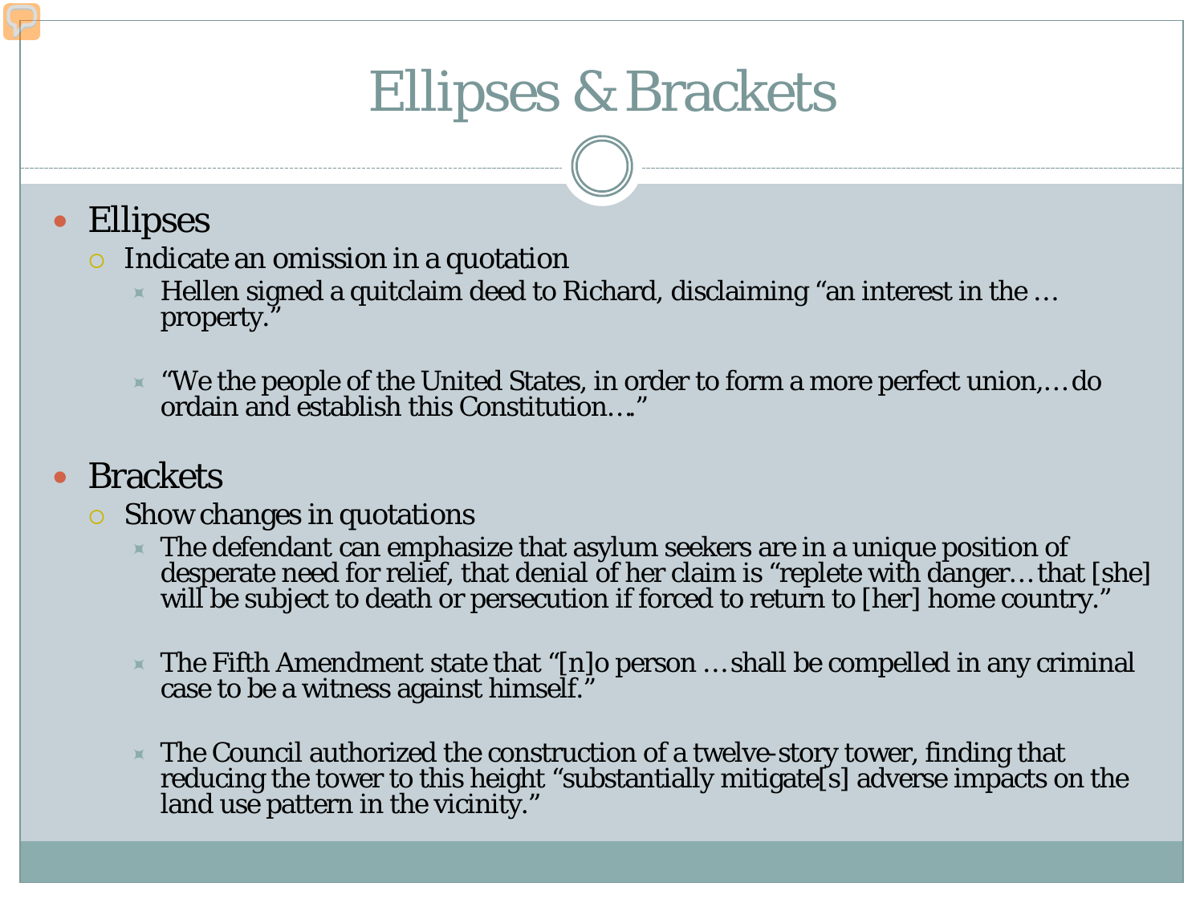# Ellipses & Brackets

- Ellipses
  - Indicate an omission in a quotation
    - Hellen signed a quitclaim deed to Richard, disclaiming "an interest in the … property."
    - "We the people of the United States, in order to form a more perfect union,… do ordain and establish this Constitution…."
- Brackets
  - Show changes in quotations
    - The defendant can emphasize that asylum seekers are in a unique position of desperate need for relief, that denial of her claim is "replete with danger… that [she] will be subject to death or persecution if forced to return to [her] home country."
    - The Fifth Amendment state that "[n]o person … shall be compelled in any criminal case to be a witness against himself."
    - The Council authorized the construction of a twelve-story tower, finding that reducing the tower to this height "substantially mitigate[s] adverse impacts on the land use pattern in the vicinity."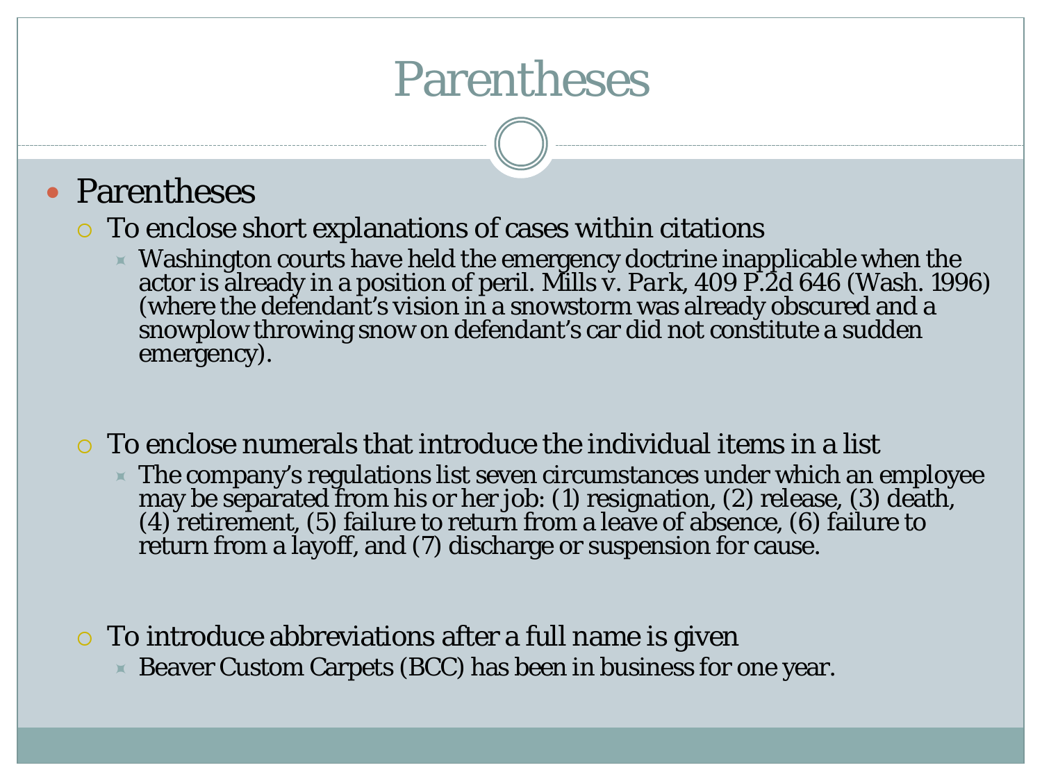# Parentheses

- Parentheses
  - To enclose short explanations of cases within citations
    - Washington courts have held the emergency doctrine inapplicable when the actor is already in a position of peril. Mills v. Park, 409 P.2d 646 (Wash. 1996) (where the defendant's vision in a snowstorm was already obscured and a snowplow throwing snow on defendant's car did not constitute a sudden emergency).
  - To enclose numerals that introduce the individual items in a list
    - The company's regulations list seven circumstances under which an employee may be separated from his or her job: (1) resignation, (2) release, (3) death, (4) retirement, (5) failure to return from a leave of absence, (6) failure to return from a layoff, and (7) discharge or suspension for cause.
  - To introduce abbreviations after a full name is given
    - Beaver Custom Carpets (BCC) has been in business for one year.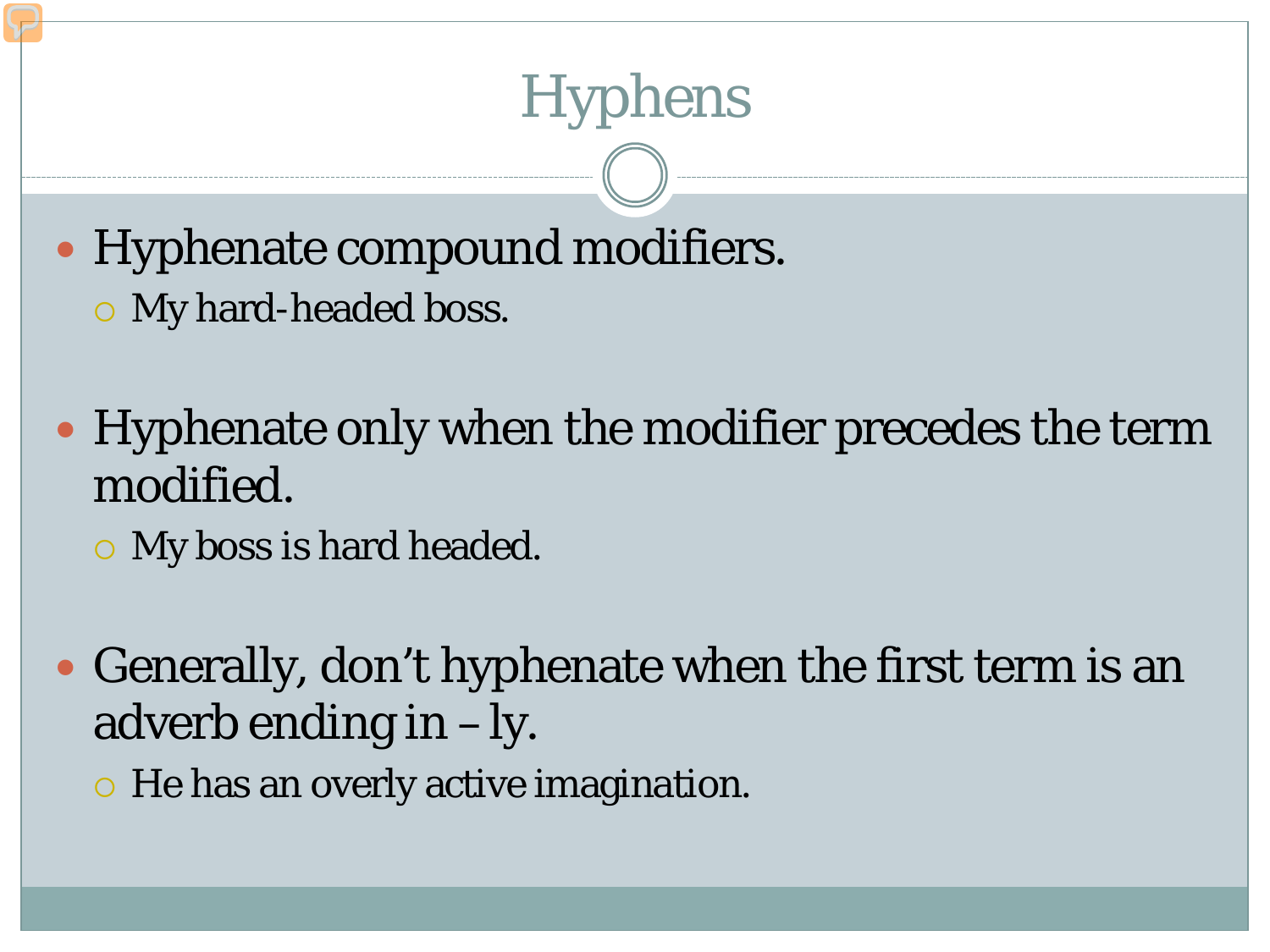# Hyphens

- Hyphenate compound modifiers.
  - My hard-headed boss.

- Hyphenate only when the modifier precedes the term modified.
  - My boss is hard headed.

- Generally, don't hyphenate when the first term is an adverb ending in –ly.
  - He has an overly active imagination.